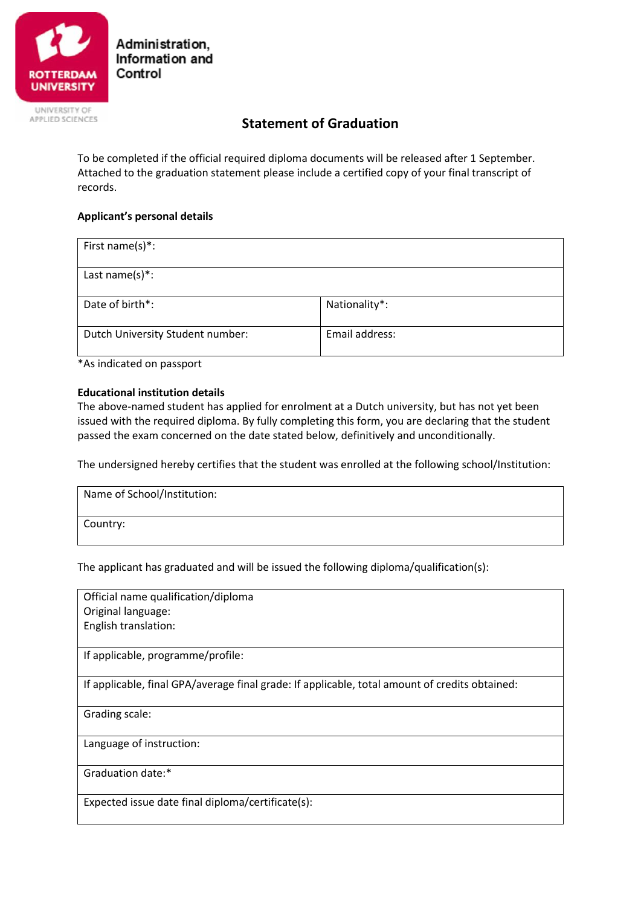Administration, Information and Control

# Statement of Graduation

To be completed if the official required diploma documents will be released after 1 September. Attached to the graduation statement please include a certified copy of your final transcript of records.

**Applicant's personal details**

| First name(s)*: | |
|---|---|
| Last name(s)*: | |
| Date of birth*: | Nationality*: |
| Dutch University Student number: | Email address: |

*As indicated on passport

**Educational institution details**

The above-named student has applied for enrolment at a Dutch university, but has not yet been issued with the required diploma. By fully completing this form, you are declaring that the student passed the exam concerned on the date stated below, definitively and unconditionally.

The undersigned hereby certifies that the student was enrolled at the following school/Institution:

| Name of School/Institution: |
|---|
| Country: |

The applicant has graduated and will be issued the following diploma/qualification(s):

| Official name qualification/diploma<br>Original language:<br>English translation: |
|---|
| If applicable, programme/profile: |
| If applicable, final GPA/average final grade: If applicable, total amount of credits obtained: |
| Grading scale: |
| Language of instruction: |
| Graduation date:* |
| Expected issue date final diploma/certificate(s): |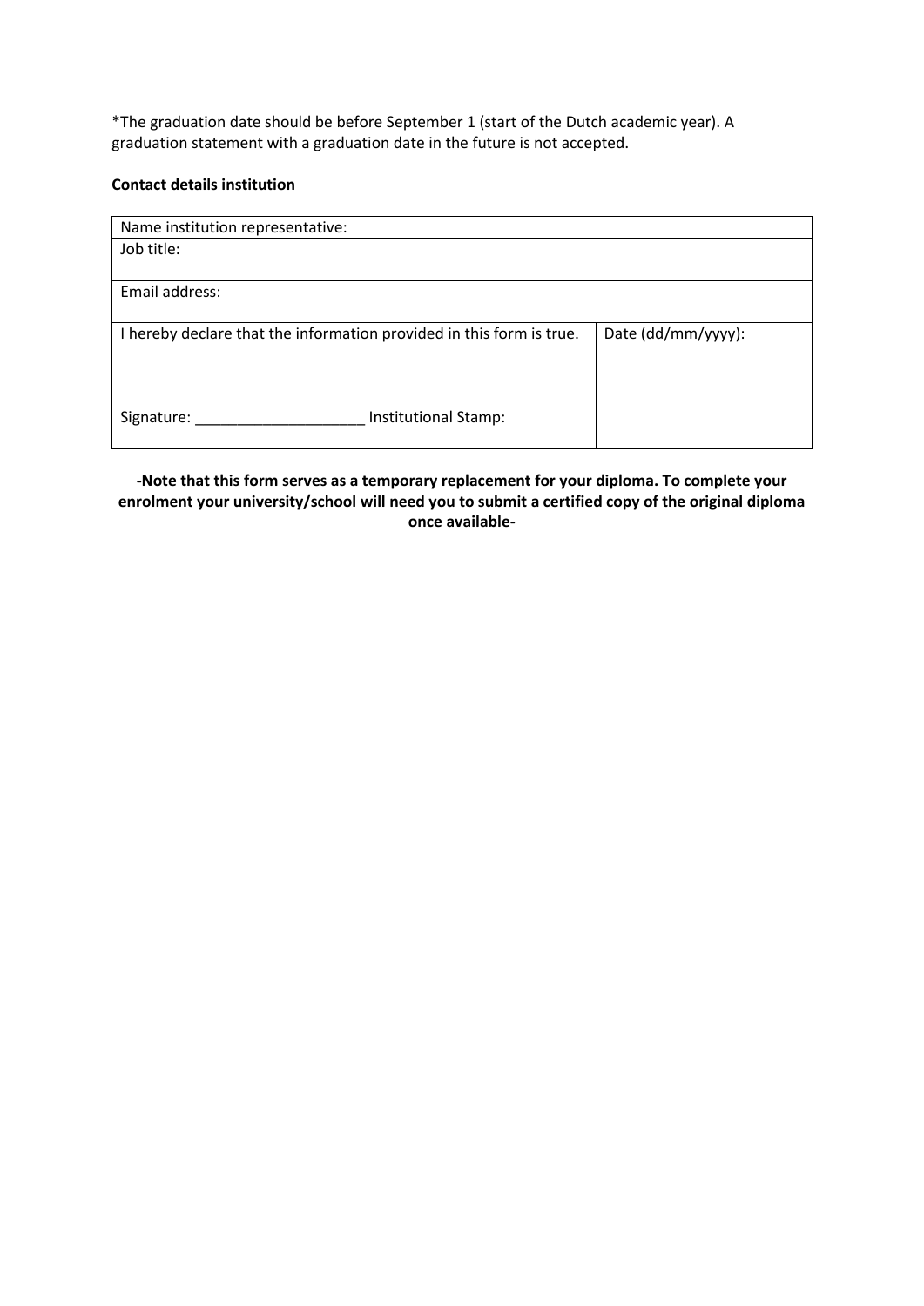*The graduation date should be before September 1 (start of the Dutch academic year). A graduation statement with a graduation date in the future is not accepted.

**Contact details institution**

| | |
|---|---|
| Name institution representative: | |
| Job title: | |
| Email address: | |
| I hereby declare that the information provided in this form is true.<br><br>Signature: ____________________ Institutional Stamp: | Date (dd/mm/yyyy): |

**-Note that this form serves as a temporary replacement for your diploma. To complete your enrolment your university/school will need you to submit a certified copy of the original diploma once available-**